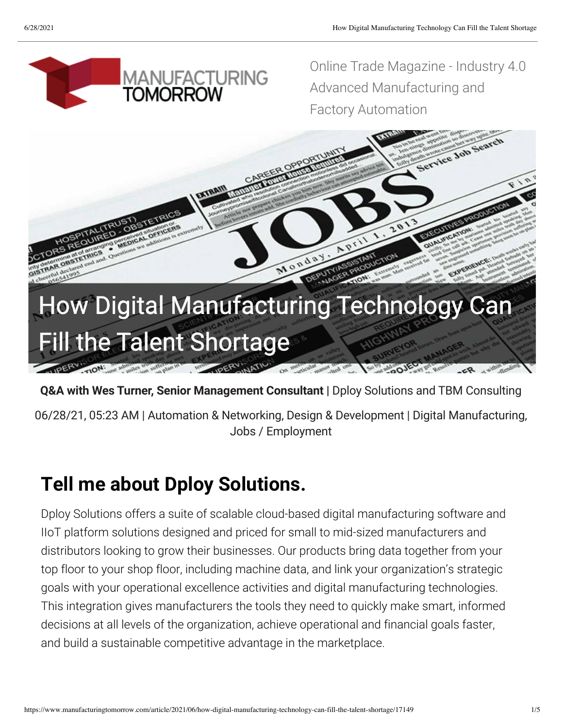Online Trade Magazine - Industry 4.0 Advanced Manufacturing and Factory Automation

# How Digital Manufacturing Technology Can Fill the Talent Shortage

**Q&A with Wes Turner, Senior Management Consultant** | Dploy Solutions and TBM Consulting

06/28/21, 05:23 AM | Automation & Networking, Design & Development | Digital Manufacturing, Jobs / Employment

## Tell me about Dploy Solutions.

Dploy Solutions offers a suite of scalable cloud-based digital manufacturing software and IIoT platform solutions designed and priced for small to mid-sized manufacturers and distributors looking to grow their businesses. Our products bring data together from your top floor to your shop floor, including machine data, and link your organization's strategic goals with your operational excellence activities and digital manufacturing technologies. This integration gives manufacturers the tools they need to quickly make smart, informed decisions at all levels of the organization, achieve operational and financial goals faster, and build a sustainable competitive advantage in the marketplace.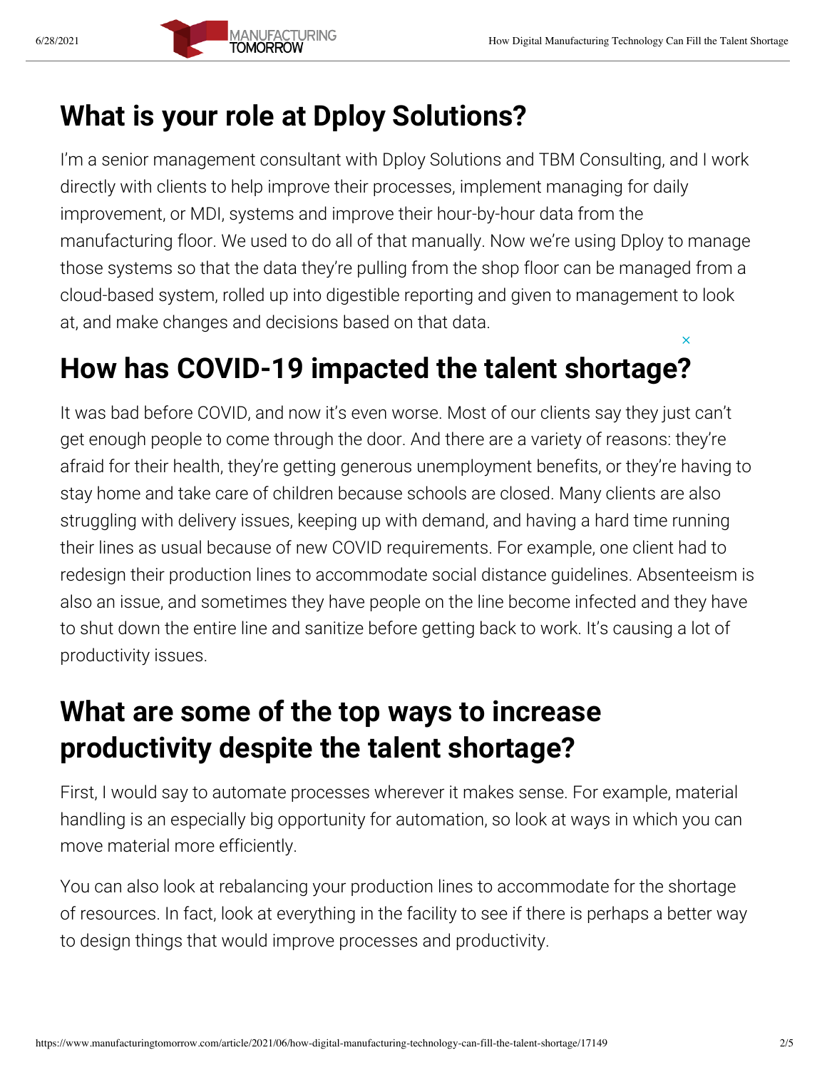## What is your role at Dploy Solutions?

I'm a senior management consultant with Dploy Solutions and TBM Consulting, and I work directly with clients to help improve their processes, implement managing for daily improvement, or MDI, systems and improve their hour-by-hour data from the manufacturing floor. We used to do all of that manually. Now we're using Dploy to manage those systems so that the data they're pulling from the shop floor can be managed from a cloud-based system, rolled up into digestible reporting and given to management to look at, and make changes and decisions based on that data.

## How has COVID-19 impacted the talent shortage?

It was bad before COVID, and now it's even worse. Most of our clients say they just can't get enough people to come through the door. And there are a variety of reasons: they're afraid for their health, they're getting generous unemployment benefits, or they're having to stay home and take care of children because schools are closed. Many clients are also struggling with delivery issues, keeping up with demand, and having a hard time running their lines as usual because of new COVID requirements. For example, one client had to redesign their production lines to accommodate social distance guidelines. Absenteeism is also an issue, and sometimes they have people on the line become infected and they have to shut down the entire line and sanitize before getting back to work. It's causing a lot of productivity issues.

## What are some of the top ways to increase productivity despite the talent shortage?

First, I would say to automate processes wherever it makes sense. For example, material handling is an especially big opportunity for automation, so look at ways in which you can move material more efficiently.

You can also look at rebalancing your production lines to accommodate for the shortage of resources. In fact, look at everything in the facility to see if there is perhaps a better way to design things that would improve processes and productivity.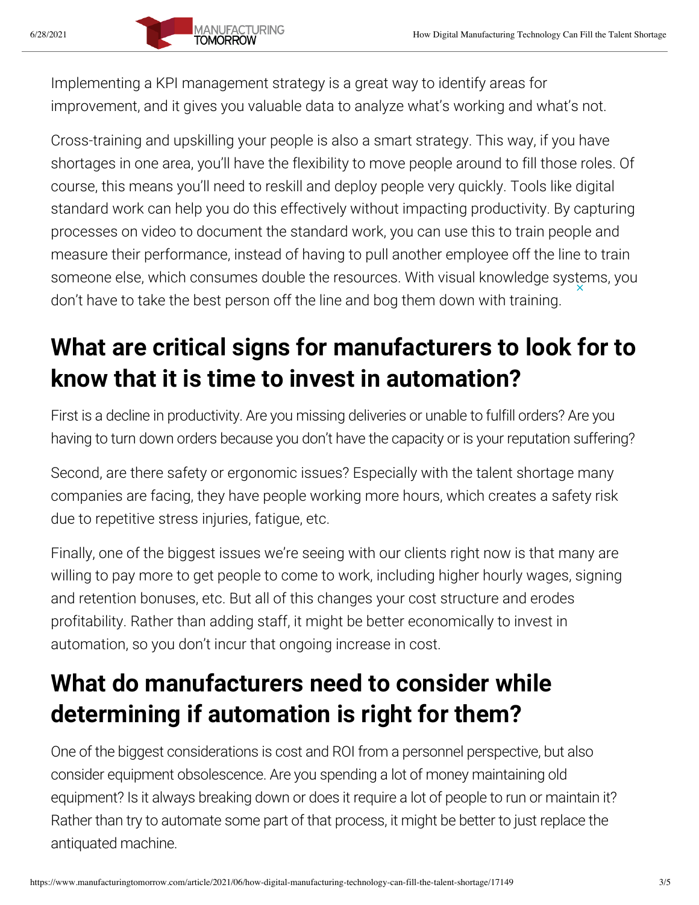Implementing a KPI management strategy is a great way to identify areas for improvement, and it gives you valuable data to analyze what's working and what's not.

Cross-training and upskilling your people is also a smart strategy. This way, if you have shortages in one area, you'll have the flexibility to move people around to fill those roles. Of course, this means you'll need to reskill and deploy people very quickly. Tools like digital standard work can help you do this effectively without impacting productivity. By capturing processes on video to document the standard work, you can use this to train people and measure their performance, instead of having to pull another employee off the line to train someone else, which consumes double the resources. With visual knowledge systems, you don't have to take the best person off the line and bog them down with training.

## What are critical signs for manufacturers to look for to know that it is time to invest in automation?

First is a decline in productivity. Are you missing deliveries or unable to fulfill orders? Are you having to turn down orders because you don't have the capacity or is your reputation suffering?

Second, are there safety or ergonomic issues? Especially with the talent shortage many companies are facing, they have people working more hours, which creates a safety risk due to repetitive stress injuries, fatigue, etc.

Finally, one of the biggest issues we're seeing with our clients right now is that many are willing to pay more to get people to come to work, including higher hourly wages, signing and retention bonuses, etc. But all of this changes your cost structure and erodes profitability. Rather than adding staff, it might be better economically to invest in automation, so you don't incur that ongoing increase in cost.

## What do manufacturers need to consider while determining if automation is right for them?

One of the biggest considerations is cost and ROI from a personnel perspective, but also consider equipment obsolescence. Are you spending a lot of money maintaining old equipment? Is it always breaking down or does it require a lot of people to run or maintain it? Rather than try to automate some part of that process, it might be better to just replace the antiquated machine.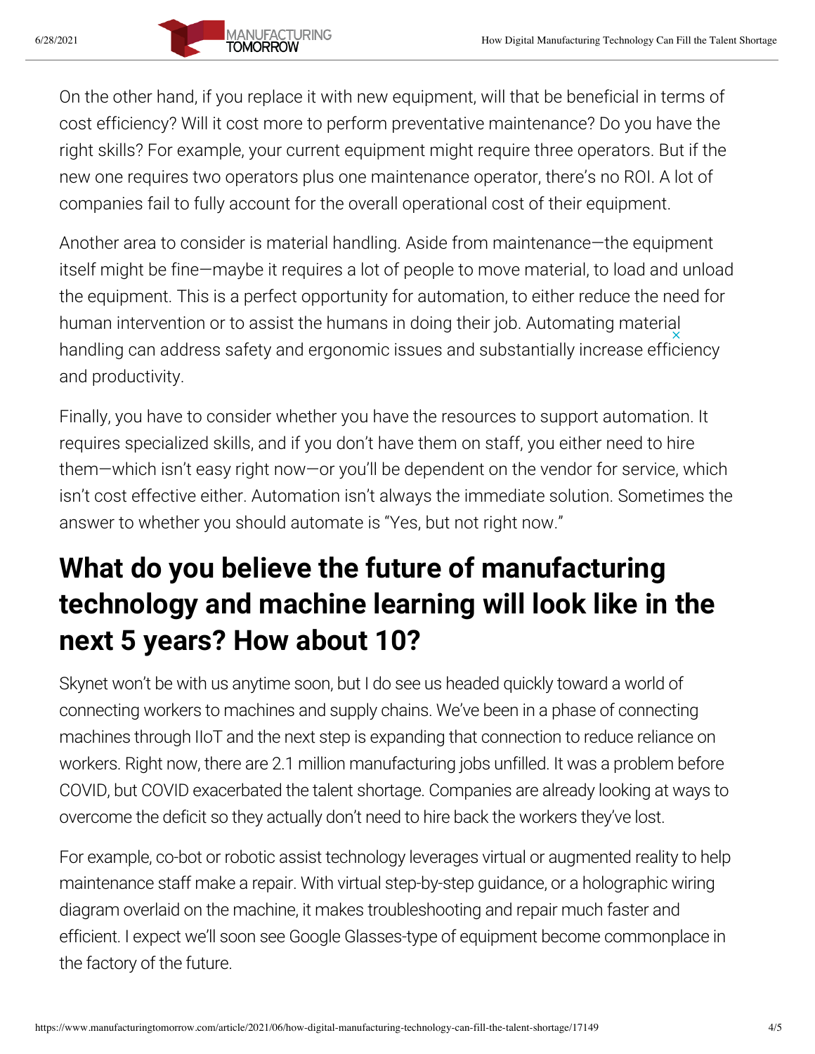On the other hand, if you replace it with new equipment, will that be beneficial in terms of cost efficiency? Will it cost more to perform preventative maintenance? Do you have the right skills? For example, your current equipment might require three operators. But if the new one requires two operators plus one maintenance operator, there's no ROI. A lot of companies fail to fully account for the overall operational cost of their equipment.

Another area to consider is material handling. Aside from maintenance—the equipment itself might be fine—maybe it requires a lot of people to move material, to load and unload the equipment. This is a perfect opportunity for automation, to either reduce the need for human intervention or to assist the humans in doing their job. Automating material handling can address safety and ergonomic issues and substantially increase efficiency and productivity.

Finally, you have to consider whether you have the resources to support automation. It requires specialized skills, and if you don't have them on staff, you either need to hire them—which isn't easy right now—or you'll be dependent on the vendor for service, which isn't cost effective either. Automation isn't always the immediate solution. Sometimes the answer to whether you should automate is "Yes, but not right now."

## What do you believe the future of manufacturing technology and machine learning will look like in the next 5 years? How about 10?

Skynet won't be with us anytime soon, but I do see us headed quickly toward a world of connecting workers to machines and supply chains. We've been in a phase of connecting machines through IIoT and the next step is expanding that connection to reduce reliance on workers. Right now, there are 2.1 million manufacturing jobs unfilled. It was a problem before COVID, but COVID exacerbated the talent shortage. Companies are already looking at ways to overcome the deficit so they actually don't need to hire back the workers they've lost.

For example, co-bot or robotic assist technology leverages virtual or augmented reality to help maintenance staff make a repair. With virtual step-by-step guidance, or a holographic wiring diagram overlaid on the machine, it makes troubleshooting and repair much faster and efficient. I expect we'll soon see Google Glasses-type of equipment become commonplace in the factory of the future.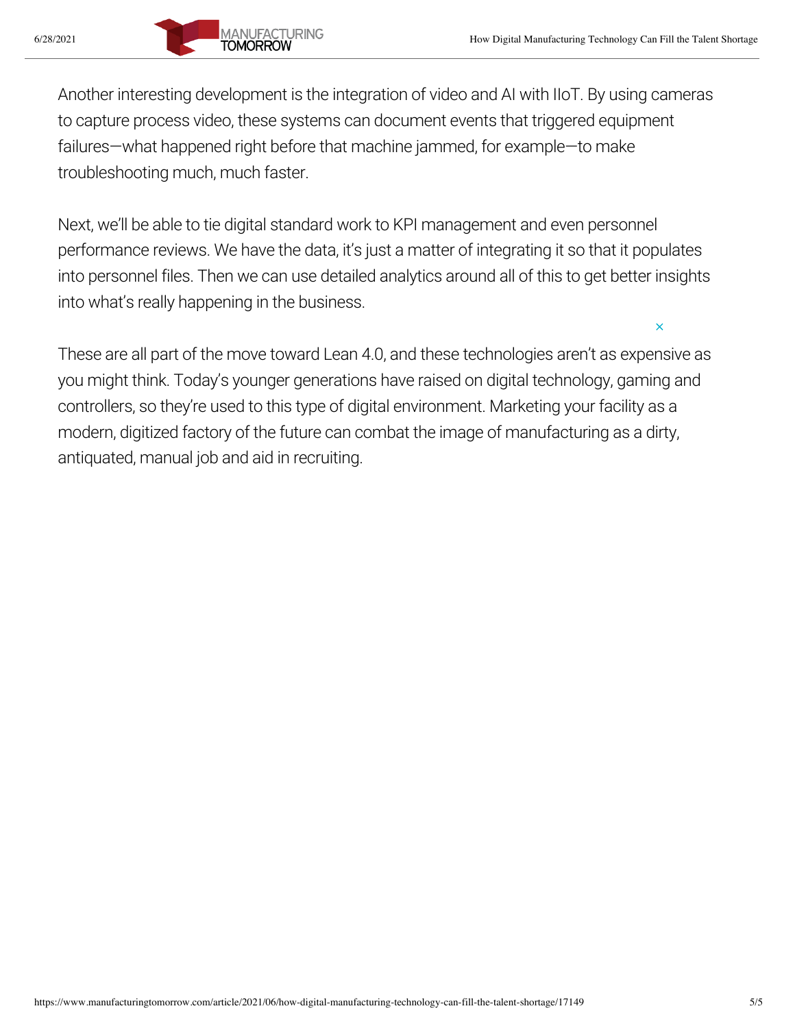Another interesting development is the integration of video and AI with IIoT. By using cameras to capture process video, these systems can document events that triggered equipment failures—what happened right before that machine jammed, for example—to make troubleshooting much, much faster.

Next, we'll be able to tie digital standard work to KPI management and even personnel performance reviews. We have the data, it's just a matter of integrating it so that it populates into personnel files. Then we can use detailed analytics around all of this to get better insights into what's really happening in the business.

These are all part of the move toward Lean 4.0, and these technologies aren't as expensive as you might think. Today's younger generations have raised on digital technology, gaming and controllers, so they're used to this type of digital environment. Marketing your facility as a modern, digitized factory of the future can combat the image of manufacturing as a dirty, antiquated, manual job and aid in recruiting.